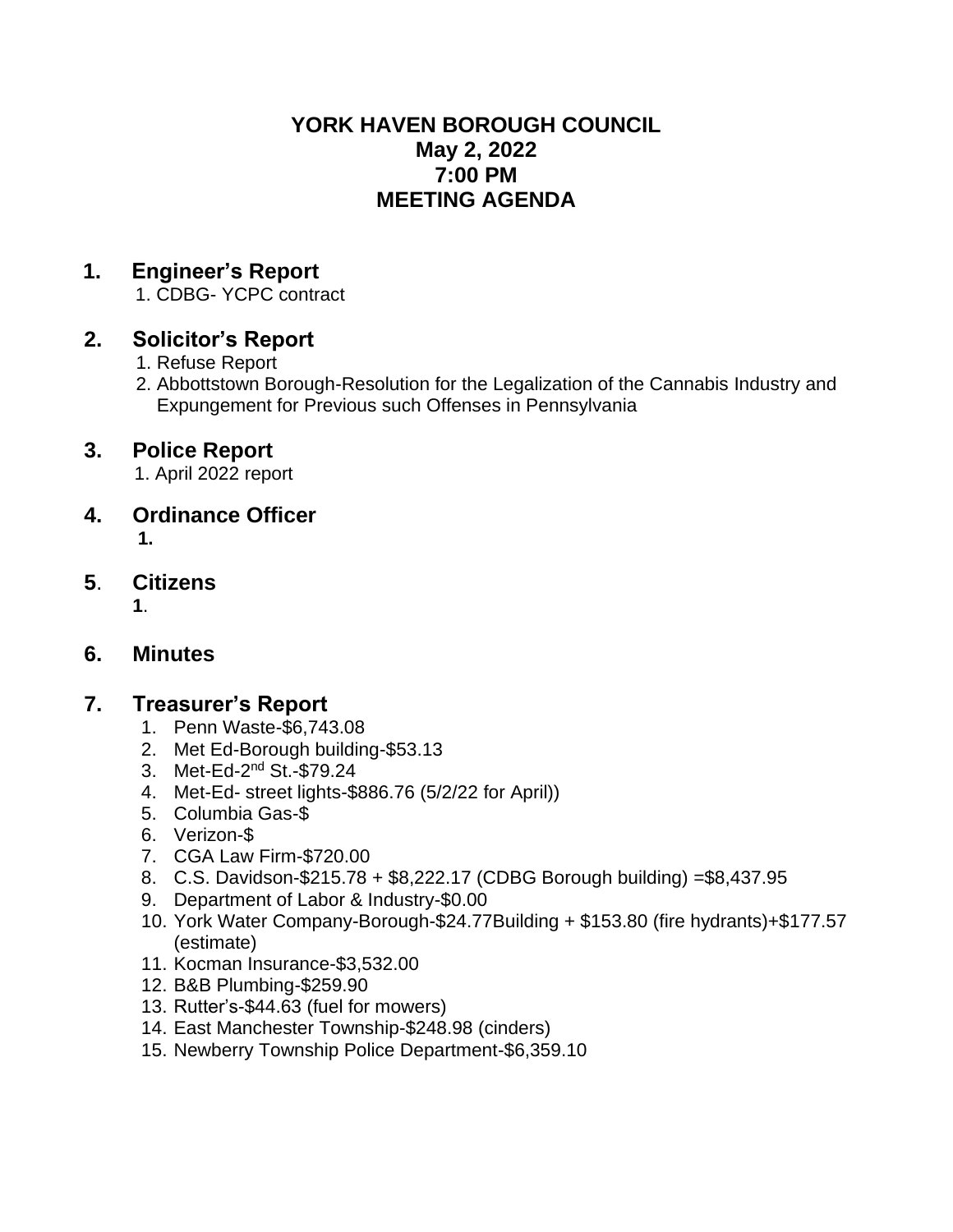# YORK HAVEN BOROUGH COUNCIL
# May 2, 2022
# 7:00 PM
# MEETING AGENDA

## 1. Engineer's Report

1. CDBG- YCPC contract

## 2. Solicitor's Report

1. Refuse Report
2. Abbottstown Borough-Resolution for the Legalization of the Cannabis Industry and Expungement for Previous such Offenses in Pennsylvania

## 3. Police Report

1. April 2022 report

## 4. Ordinance Officer

**1.**

## 5. Citizens

**1**.

## 6. Minutes

## 7. Treasurer's Report

1. Penn Waste-$6,743.08
2. Met Ed-Borough building-$53.13
3. Met-Ed-2nd St.-$79.24
4. Met-Ed- street lights-$886.76 (5/2/22 for April))
5. Columbia Gas-$
6. Verizon-$
7. CGA Law Firm-$720.00
8. C.S. Davidson-$215.78 + $8,222.17 (CDBG Borough building) =$8,437.95
9. Department of Labor & Industry-$0.00
10. York Water Company-Borough-$24.77Building + $153.80 (fire hydrants)+$177.57 (estimate)
11. Kocman Insurance-$3,532.00
12. B&B Plumbing-$259.90
13. Rutter's-$44.63 (fuel for mowers)
14. East Manchester Township-$248.98 (cinders)
15. Newberry Township Police Department-$6,359.10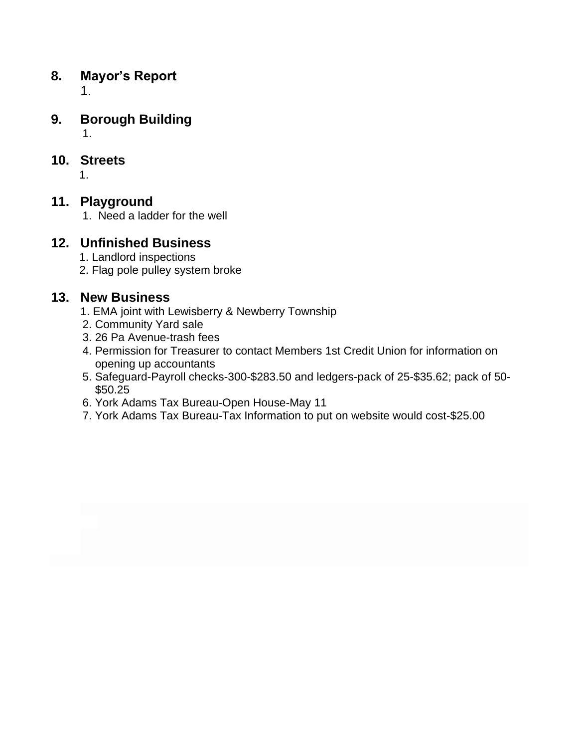## 8. Mayor's Report

1.

## 9. Borough Building

1.

## 10. Streets

1.

## 11. Playground

1. Need a ladder for the well

## 12. Unfinished Business

1. Landlord inspections
2. Flag pole pulley system broke

## 13. New Business

1. EMA joint with Lewisberry & Newberry Township
2. Community Yard sale
3. 26 Pa Avenue-trash fees
4. Permission for Treasurer to contact Members 1st Credit Union for information on opening up accountants
5. Safeguard-Payroll checks-300-$283.50 and ledgers-pack of 25-$35.62; pack of 50-$50.25
6. York Adams Tax Bureau-Open House-May 11
7. York Adams Tax Bureau-Tax Information to put on website would cost-$25.00